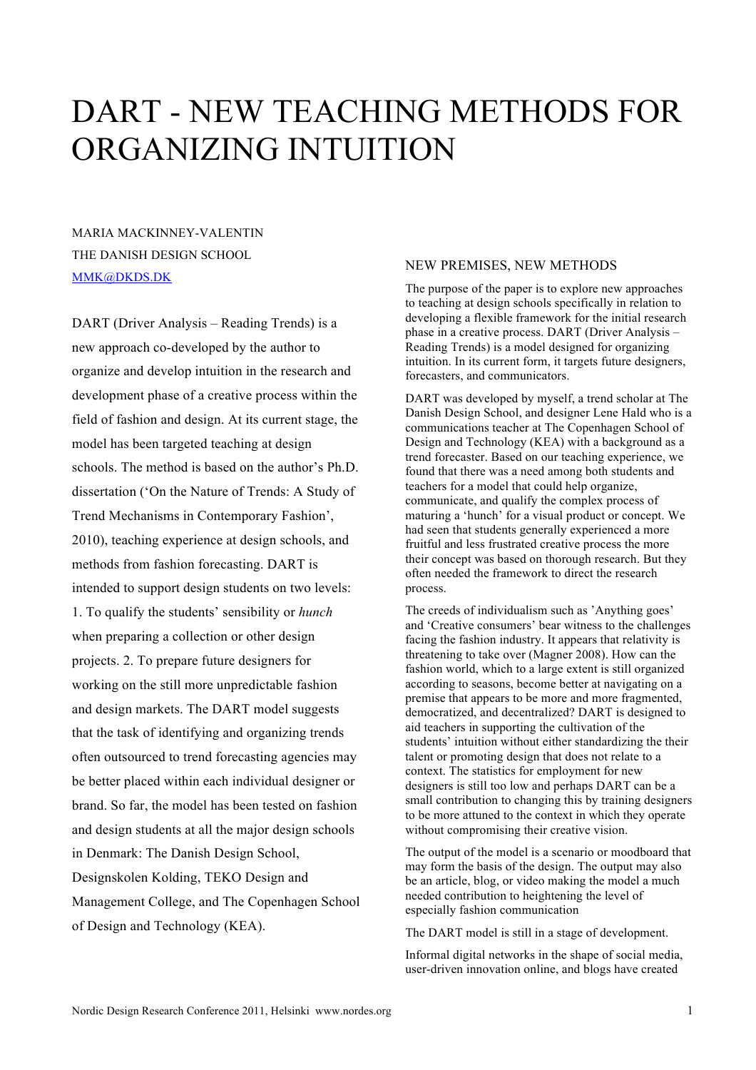# DART - NEW TEACHING METHODS FOR ORGANIZING INTUITION

MARIA MACKINNEY-VALENTIN
THE DANISH DESIGN SCHOOL
MMK@DKDS.DK

DART (Driver Analysis – Reading Trends) is a new approach co-developed by the author to organize and develop intuition in the research and development phase of a creative process within the field of fashion and design. At its current stage, the model has been targeted teaching at design schools. The method is based on the author's Ph.D. dissertation ('On the Nature of Trends: A Study of Trend Mechanisms in Contemporary Fashion', 2010), teaching experience at design schools, and methods from fashion forecasting. DART is intended to support design students on two levels: 1. To qualify the students' sensibility or *hunch* when preparing a collection or other design projects. 2. To prepare future designers for working on the still more unpredictable fashion and design markets. The DART model suggests that the task of identifying and organizing trends often outsourced to trend forecasting agencies may be better placed within each individual designer or brand. So far, the model has been tested on fashion and design students at all the major design schools in Denmark: The Danish Design School, Designskolen Kolding, TEKO Design and Management College, and The Copenhagen School of Design and Technology (KEA).

## NEW PREMISES, NEW METHODS

The purpose of the paper is to explore new approaches to teaching at design schools specifically in relation to developing a flexible framework for the initial research phase in a creative process. DART (Driver Analysis – Reading Trends) is a model designed for organizing intuition. In its current form, it targets future designers, forecasters, and communicators.

DART was developed by myself, a trend scholar at The Danish Design School, and designer Lene Hald who is a communications teacher at The Copenhagen School of Design and Technology (KEA) with a background as a trend forecaster. Based on our teaching experience, we found that there was a need among both students and teachers for a model that could help organize, communicate, and qualify the complex process of maturing a 'hunch' for a visual product or concept. We had seen that students generally experienced a more fruitful and less frustrated creative process the more their concept was based on thorough research. But they often needed the framework to direct the research process.

The creeds of individualism such as 'Anything goes' and 'Creative consumers' bear witness to the challenges facing the fashion industry. It appears that relativity is threatening to take over (Magner 2008). How can the fashion world, which to a large extent is still organized according to seasons, become better at navigating on a premise that appears to be more and more fragmented, democratized, and decentralized? DART is designed to aid teachers in supporting the cultivation of the students' intuition without either standardizing the their talent or promoting design that does not relate to a context. The statistics for employment for new designers is still too low and perhaps DART can be a small contribution to changing this by training designers to be more attuned to the context in which they operate without compromising their creative vision.

The output of the model is a scenario or moodboard that may form the basis of the design. The output may also be an article, blog, or video making the model a much needed contribution to heightening the level of especially fashion communication

The DART model is still in a stage of development.

Informal digital networks in the shape of social media, user-driven innovation online, and blogs have created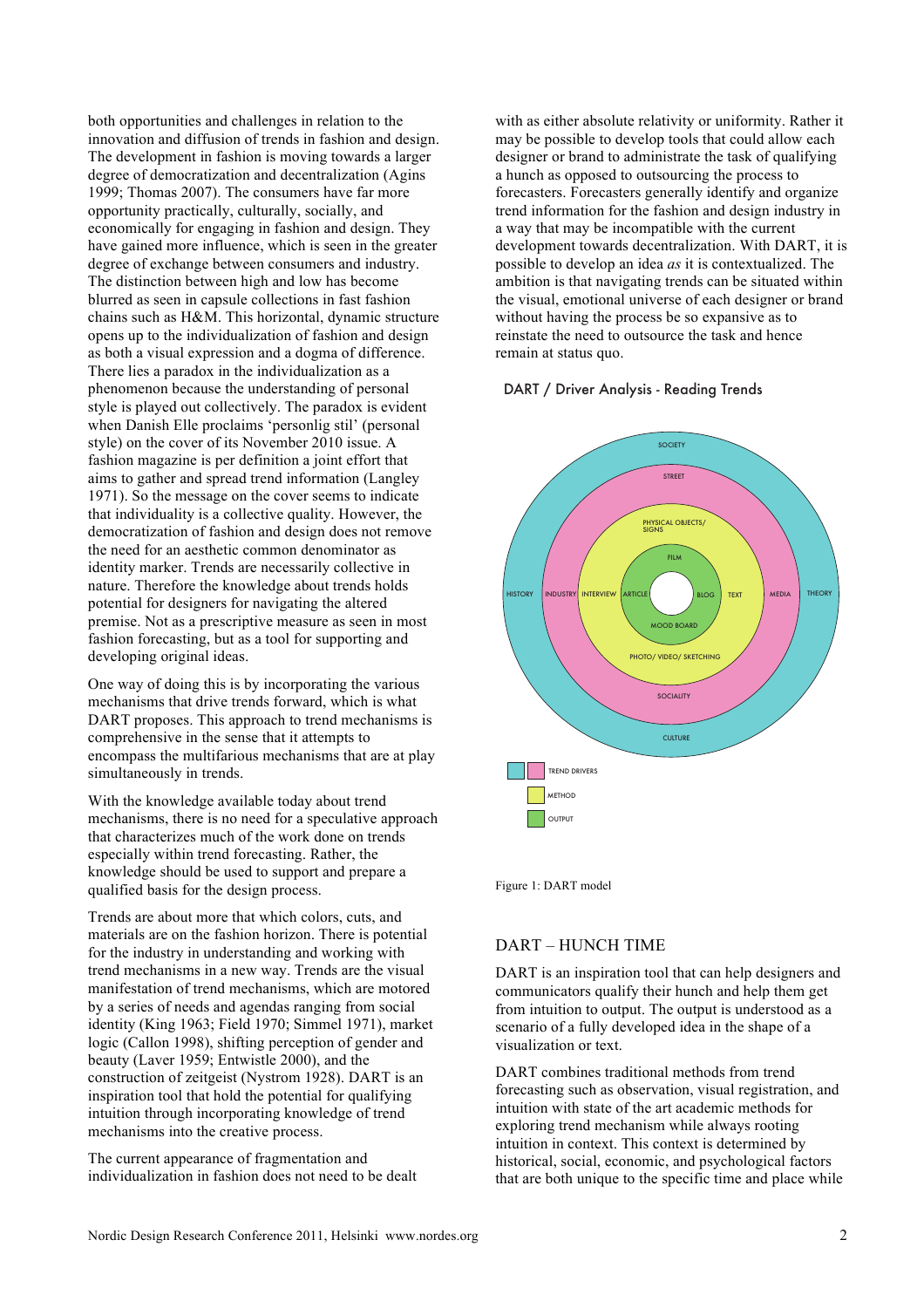both opportunities and challenges in relation to the innovation and diffusion of trends in fashion and design. The development in fashion is moving towards a larger degree of democratization and decentralization (Agins 1999; Thomas 2007). The consumers have far more opportunity practically, culturally, socially, and economically for engaging in fashion and design. They have gained more influence, which is seen in the greater degree of exchange between consumers and industry. The distinction between high and low has become blurred as seen in capsule collections in fast fashion chains such as H&M. This horizontal, dynamic structure opens up to the individualization of fashion and design as both a visual expression and a dogma of difference. There lies a paradox in the individualization as a phenomenon because the understanding of personal style is played out collectively. The paradox is evident when Danish Elle proclaims 'personlig stil' (personal style) on the cover of its November 2010 issue. A fashion magazine is per definition a joint effort that aims to gather and spread trend information (Langley 1971). So the message on the cover seems to indicate that individuality is a collective quality. However, the democratization of fashion and design does not remove the need for an aesthetic common denominator as identity marker. Trends are necessarily collective in nature. Therefore the knowledge about trends holds potential for designers for navigating the altered premise. Not as a prescriptive measure as seen in most fashion forecasting, but as a tool for supporting and developing original ideas.

One way of doing this is by incorporating the various mechanisms that drive trends forward, which is what DART proposes. This approach to trend mechanisms is comprehensive in the sense that it attempts to encompass the multifarious mechanisms that are at play simultaneously in trends.

With the knowledge available today about trend mechanisms, there is no need for a speculative approach that characterizes much of the work done on trends especially within trend forecasting. Rather, the knowledge should be used to support and prepare a qualified basis for the design process.

Trends are about more that which colors, cuts, and materials are on the fashion horizon. There is potential for the industry in understanding and working with trend mechanisms in a new way. Trends are the visual manifestation of trend mechanisms, which are motored by a series of needs and agendas ranging from social identity (King 1963; Field 1970; Simmel 1971), market logic (Callon 1998), shifting perception of gender and beauty (Laver 1959; Entwistle 2000), and the construction of zeitgeist (Nystrom 1928). DART is an inspiration tool that hold the potential for qualifying intuition through incorporating knowledge of trend mechanisms into the creative process.

The current appearance of fragmentation and individualization in fashion does not need to be dealt with as either absolute relativity or uniformity. Rather it may be possible to develop tools that could allow each designer or brand to administrate the task of qualifying a hunch as opposed to outsourcing the process to forecasters. Forecasters generally identify and organize trend information for the fashion and design industry in a way that may be incompatible with the current development towards decentralization. With DART, it is possible to develop an idea *as* it is contextualized. The ambition is that navigating trends can be situated within the visual, emotional universe of each designer or brand without having the process be so expansive as to reinstate the need to outsource the task and hence remain at status quo.

DART / Driver Analysis - Reading Trends

SOCIETY
STREET
PHYSICAL OBJECTS/ SIGNS
FILM
HISTORY | INDUSTRY | INTERVIEW | ARTICLE | BLOG | TEXT | MEDIA | THEORY
MOOD BOARD
PHOTO/ VIDEO/ SKETCHING
SOCIALITY
CULTURE

TREND DRIVERS
METHOD
OUTPUT

Figure 1: DART model

## DART – HUNCH TIME

DART is an inspiration tool that can help designers and communicators qualify their hunch and help them get from intuition to output. The output is understood as a scenario of a fully developed idea in the shape of a visualization or text.

DART combines traditional methods from trend forecasting such as observation, visual registration, and intuition with state of the art academic methods for exploring trend mechanism while always rooting intuition in context. This context is determined by historical, social, economic, and psychological factors that are both unique to the specific time and place while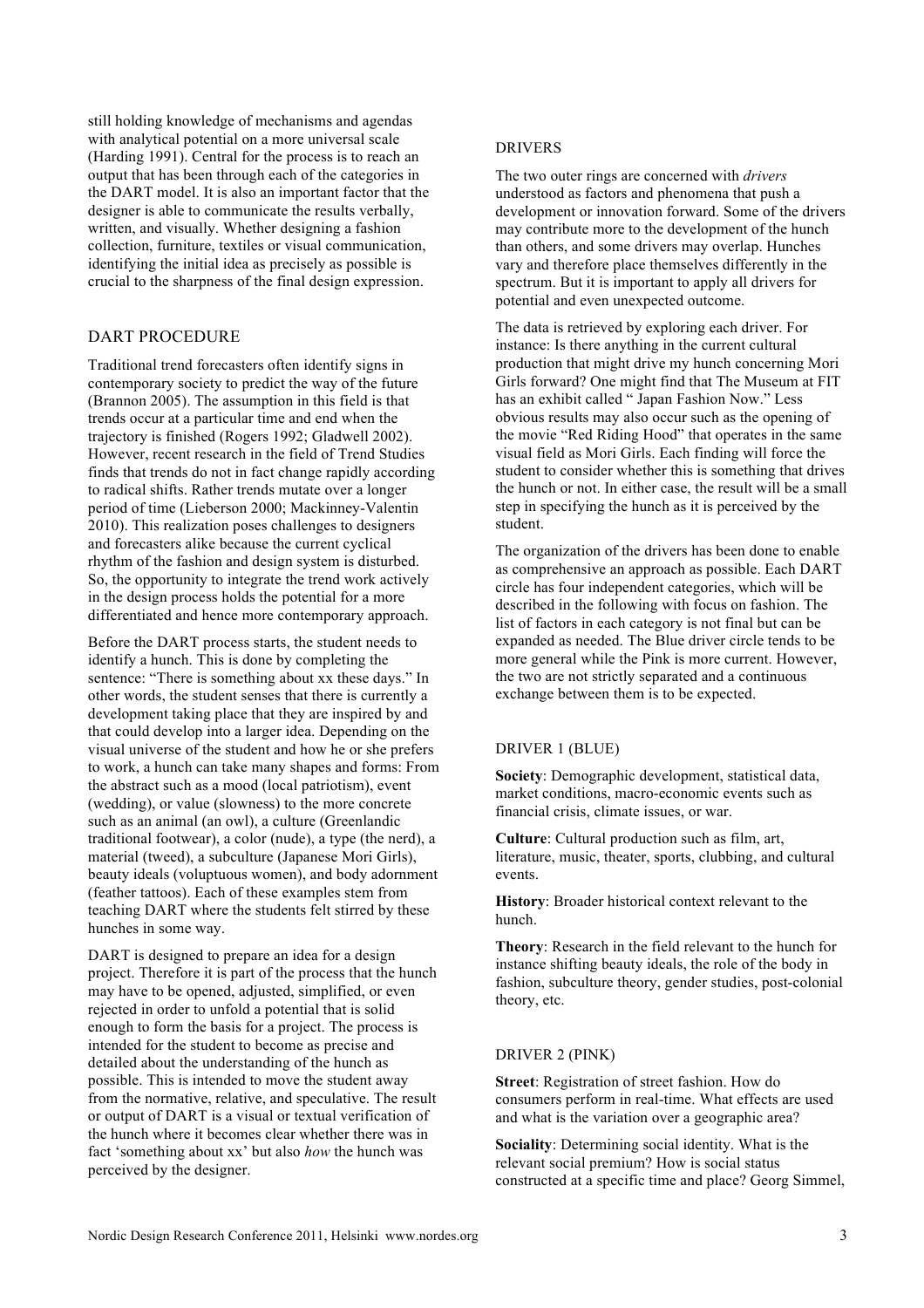still holding knowledge of mechanisms and agendas with analytical potential on a more universal scale (Harding 1991). Central for the process is to reach an output that has been through each of the categories in the DART model. It is also an important factor that the designer is able to communicate the results verbally, written, and visually. Whether designing a fashion collection, furniture, textiles or visual communication, identifying the initial idea as precisely as possible is crucial to the sharpness of the final design expression.

## DART PROCEDURE

Traditional trend forecasters often identify signs in contemporary society to predict the way of the future (Brannon 2005). The assumption in this field is that trends occur at a particular time and end when the trajectory is finished (Rogers 1992; Gladwell 2002). However, recent research in the field of Trend Studies finds that trends do not in fact change rapidly according to radical shifts. Rather trends mutate over a longer period of time (Lieberson 2000; Mackinney-Valentin 2010). This realization poses challenges to designers and forecasters alike because the current cyclical rhythm of the fashion and design system is disturbed. So, the opportunity to integrate the trend work actively in the design process holds the potential for a more differentiated and hence more contemporary approach.

Before the DART process starts, the student needs to identify a hunch. This is done by completing the sentence: "There is something about xx these days." In other words, the student senses that there is currently a development taking place that they are inspired by and that could develop into a larger idea. Depending on the visual universe of the student and how he or she prefers to work, a hunch can take many shapes and forms: From the abstract such as a mood (local patriotism), event (wedding), or value (slowness) to the more concrete such as an animal (an owl), a culture (Greenlandic traditional footwear), a color (nude), a type (the nerd), a material (tweed), a subculture (Japanese Mori Girls), beauty ideals (voluptuous women), and body adornment (feather tattoos). Each of these examples stem from teaching DART where the students felt stirred by these hunches in some way.

DART is designed to prepare an idea for a design project. Therefore it is part of the process that the hunch may have to be opened, adjusted, simplified, or even rejected in order to unfold a potential that is solid enough to form the basis for a project. The process is intended for the student to become as precise and detailed about the understanding of the hunch as possible. This is intended to move the student away from the normative, relative, and speculative. The result or output of DART is a visual or textual verification of the hunch where it becomes clear whether there was in fact 'something about xx' but also *how* the hunch was perceived by the designer.

### DRIVERS

The two outer rings are concerned with *drivers* understood as factors and phenomena that push a development or innovation forward. Some of the drivers may contribute more to the development of the hunch than others, and some drivers may overlap. Hunches vary and therefore place themselves differently in the spectrum. But it is important to apply all drivers for potential and even unexpected outcome.

The data is retrieved by exploring each driver. For instance: Is there anything in the current cultural production that might drive my hunch concerning Mori Girls forward? One might find that The Museum at FIT has an exhibit called " Japan Fashion Now." Less obvious results may also occur such as the opening of the movie "Red Riding Hood" that operates in the same visual field as Mori Girls. Each finding will force the student to consider whether this is something that drives the hunch or not. In either case, the result will be a small step in specifying the hunch as it is perceived by the student.

The organization of the drivers has been done to enable as comprehensive an approach as possible. Each DART circle has four independent categories, which will be described in the following with focus on fashion. The list of factors in each category is not final but can be expanded as needed. The Blue driver circle tends to be more general while the Pink is more current. However, the two are not strictly separated and a continuous exchange between them is to be expected.

### DRIVER 1 (BLUE)

**Society**: Demographic development, statistical data, market conditions, macro-economic events such as financial crisis, climate issues, or war.

**Culture**: Cultural production such as film, art, literature, music, theater, sports, clubbing, and cultural events.

**History**: Broader historical context relevant to the hunch.

**Theory**: Research in the field relevant to the hunch for instance shifting beauty ideals, the role of the body in fashion, subculture theory, gender studies, post-colonial theory, etc.

### DRIVER 2 (PINK)

**Street**: Registration of street fashion. How do consumers perform in real-time. What effects are used and what is the variation over a geographic area?

**Sociality**: Determining social identity. What is the relevant social premium? How is social status constructed at a specific time and place? Georg Simmel,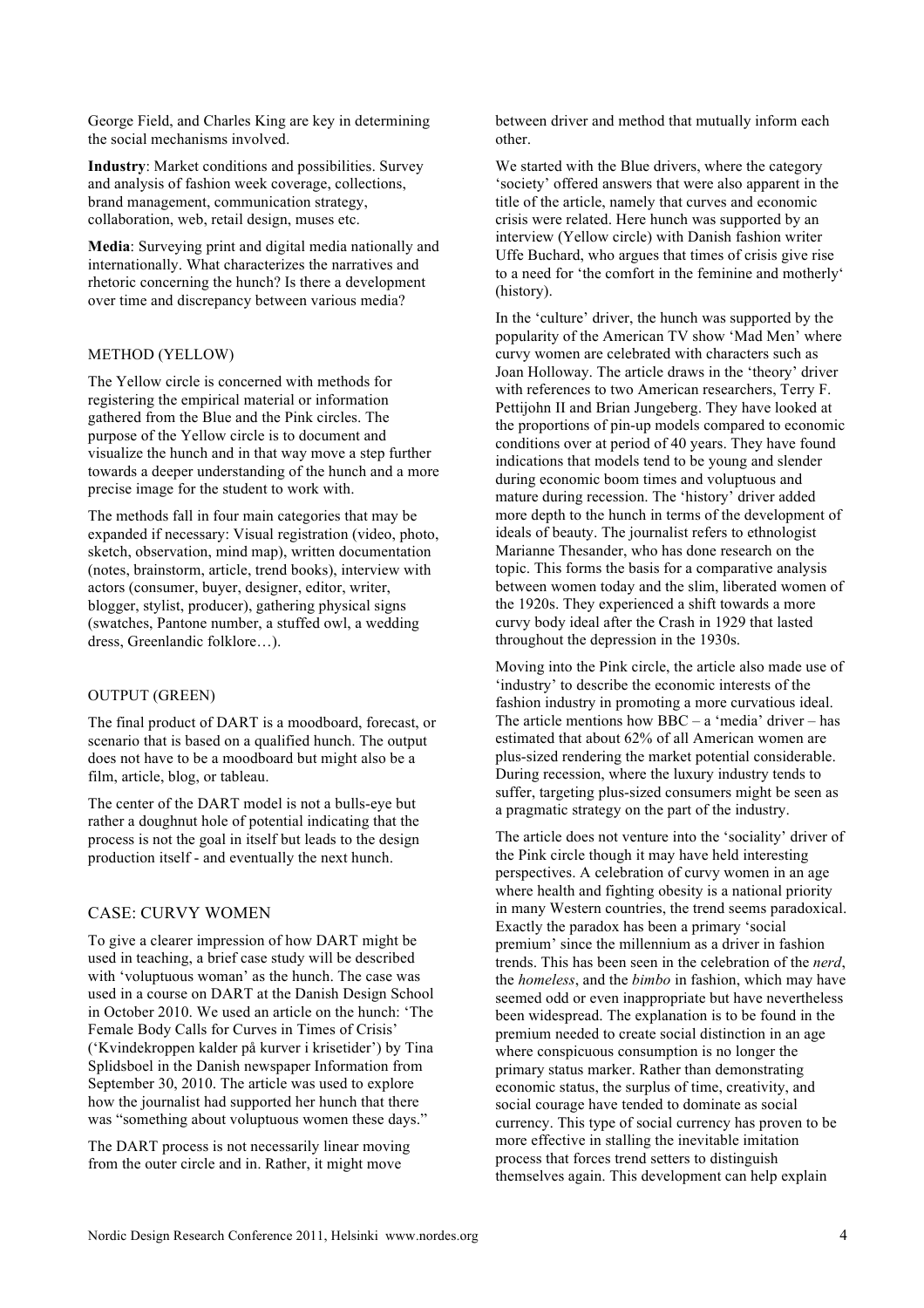George Field, and Charles King are key in determining the social mechanisms involved.

**Industry**: Market conditions and possibilities. Survey and analysis of fashion week coverage, collections, brand management, communication strategy, collaboration, web, retail design, muses etc.

**Media**: Surveying print and digital media nationally and internationally. What characterizes the narratives and rhetoric concerning the hunch? Is there a development over time and discrepancy between various media?

### METHOD (YELLOW)

The Yellow circle is concerned with methods for registering the empirical material or information gathered from the Blue and the Pink circles. The purpose of the Yellow circle is to document and visualize the hunch and in that way move a step further towards a deeper understanding of the hunch and a more precise image for the student to work with.

The methods fall in four main categories that may be expanded if necessary: Visual registration (video, photo, sketch, observation, mind map), written documentation (notes, brainstorm, article, trend books), interview with actors (consumer, buyer, designer, editor, writer, blogger, stylist, producer), gathering physical signs (swatches, Pantone number, a stuffed owl, a wedding dress, Greenlandic folklore…).

### OUTPUT (GREEN)

The final product of DART is a moodboard, forecast, or scenario that is based on a qualified hunch. The output does not have to be a moodboard but might also be a film, article, blog, or tableau.

The center of the DART model is not a bulls-eye but rather a doughnut hole of potential indicating that the process is not the goal in itself but leads to the design production itself - and eventually the next hunch.

## CASE: CURVY WOMEN

To give a clearer impression of how DART might be used in teaching, a brief case study will be described with 'voluptuous woman' as the hunch. The case was used in a course on DART at the Danish Design School in October 2010. We used an article on the hunch: 'The Female Body Calls for Curves in Times of Crisis' ('Kvindekroppen kalder på kurver i krisetider') by Tina Splidsboel in the Danish newspaper Information from September 30, 2010. The article was used to explore how the journalist had supported her hunch that there was "something about voluptuous women these days."

The DART process is not necessarily linear moving from the outer circle and in. Rather, it might move between driver and method that mutually inform each other.

We started with the Blue drivers, where the category 'society' offered answers that were also apparent in the title of the article, namely that curves and economic crisis were related. Here hunch was supported by an interview (Yellow circle) with Danish fashion writer Uffe Buchard, who argues that times of crisis give rise to a need for 'the comfort in the feminine and motherly' (history).

In the 'culture' driver, the hunch was supported by the popularity of the American TV show 'Mad Men' where curvy women are celebrated with characters such as Joan Holloway. The article draws in the 'theory' driver with references to two American researchers, Terry F. Pettijohn II and Brian Jungeberg. They have looked at the proportions of pin-up models compared to economic conditions over at period of 40 years. They have found indications that models tend to be young and slender during economic boom times and voluptuous and mature during recession. The 'history' driver added more depth to the hunch in terms of the development of ideals of beauty. The journalist refers to ethnologist Marianne Thesander, who has done research on the topic. This forms the basis for a comparative analysis between women today and the slim, liberated women of the 1920s. They experienced a shift towards a more curvy body ideal after the Crash in 1929 that lasted throughout the depression in the 1930s.

Moving into the Pink circle, the article also made use of 'industry' to describe the economic interests of the fashion industry in promoting a more curvatious ideal. The article mentions how BBC – a 'media' driver – has estimated that about 62% of all American women are plus-sized rendering the market potential considerable. During recession, where the luxury industry tends to suffer, targeting plus-sized consumers might be seen as a pragmatic strategy on the part of the industry.

The article does not venture into the 'sociality' driver of the Pink circle though it may have held interesting perspectives. A celebration of curvy women in an age where health and fighting obesity is a national priority in many Western countries, the trend seems paradoxical. Exactly the paradox has been a primary 'social premium' since the millennium as a driver in fashion trends. This has been seen in the celebration of the *nerd*, the *homeless*, and the *bimbo* in fashion, which may have seemed odd or even inappropriate but have nevertheless been widespread. The explanation is to be found in the premium needed to create social distinction in an age where conspicuous consumption is no longer the primary status marker. Rather than demonstrating economic status, the surplus of time, creativity, and social courage have tended to dominate as social currency. This type of social currency has proven to be more effective in stalling the inevitable imitation process that forces trend setters to distinguish themselves again. This development can help explain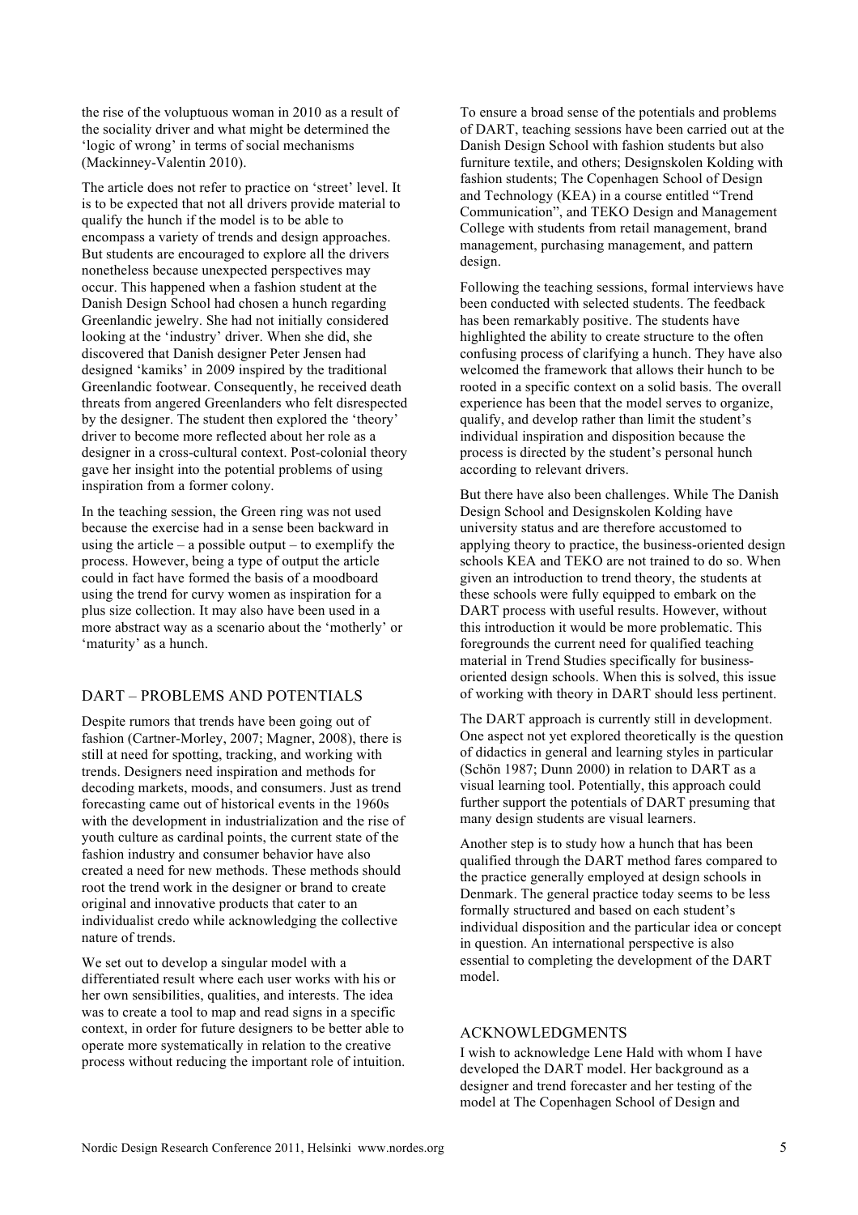the rise of the voluptuous woman in 2010 as a result of the sociality driver and what might be determined the 'logic of wrong' in terms of social mechanisms (Mackinney-Valentin 2010).

The article does not refer to practice on 'street' level. It is to be expected that not all drivers provide material to qualify the hunch if the model is to be able to encompass a variety of trends and design approaches. But students are encouraged to explore all the drivers nonetheless because unexpected perspectives may occur. This happened when a fashion student at the Danish Design School had chosen a hunch regarding Greenlandic jewelry. She had not initially considered looking at the 'industry' driver. When she did, she discovered that Danish designer Peter Jensen had designed 'kamiks' in 2009 inspired by the traditional Greenlandic footwear. Consequently, he received death threats from angered Greenlanders who felt disrespected by the designer. The student then explored the 'theory' driver to become more reflected about her role as a designer in a cross-cultural context. Post-colonial theory gave her insight into the potential problems of using inspiration from a former colony.

In the teaching session, the Green ring was not used because the exercise had in a sense been backward in using the article – a possible output – to exemplify the process. However, being a type of output the article could in fact have formed the basis of a moodboard using the trend for curvy women as inspiration for a plus size collection. It may also have been used in a more abstract way as a scenario about the 'motherly' or 'maturity' as a hunch.

## DART – PROBLEMS AND POTENTIALS

Despite rumors that trends have been going out of fashion (Cartner-Morley, 2007; Magner, 2008), there is still at need for spotting, tracking, and working with trends. Designers need inspiration and methods for decoding markets, moods, and consumers. Just as trend forecasting came out of historical events in the 1960s with the development in industrialization and the rise of youth culture as cardinal points, the current state of the fashion industry and consumer behavior have also created a need for new methods. These methods should root the trend work in the designer or brand to create original and innovative products that cater to an individualist credo while acknowledging the collective nature of trends.

We set out to develop a singular model with a differentiated result where each user works with his or her own sensibilities, qualities, and interests. The idea was to create a tool to map and read signs in a specific context, in order for future designers to be better able to operate more systematically in relation to the creative process without reducing the important role of intuition.

To ensure a broad sense of the potentials and problems of DART, teaching sessions have been carried out at the Danish Design School with fashion students but also furniture textile, and others; Designskolen Kolding with fashion students; The Copenhagen School of Design and Technology (KEA) in a course entitled "Trend Communication", and TEKO Design and Management College with students from retail management, brand management, purchasing management, and pattern design.

Following the teaching sessions, formal interviews have been conducted with selected students. The feedback has been remarkably positive. The students have highlighted the ability to create structure to the often confusing process of clarifying a hunch. They have also welcomed the framework that allows their hunch to be rooted in a specific context on a solid basis. The overall experience has been that the model serves to organize, qualify, and develop rather than limit the student's individual inspiration and disposition because the process is directed by the student's personal hunch according to relevant drivers.

But there have also been challenges. While The Danish Design School and Designskolen Kolding have university status and are therefore accustomed to applying theory to practice, the business-oriented design schools KEA and TEKO are not trained to do so. When given an introduction to trend theory, the students at these schools were fully equipped to embark on the DART process with useful results. However, without this introduction it would be more problematic. This foregrounds the current need for qualified teaching material in Trend Studies specifically for business-oriented design schools. When this is solved, this issue of working with theory in DART should less pertinent.

The DART approach is currently still in development. One aspect not yet explored theoretically is the question of didactics in general and learning styles in particular (Schön 1987; Dunn 2000) in relation to DART as a visual learning tool. Potentially, this approach could further support the potentials of DART presuming that many design students are visual learners.

Another step is to study how a hunch that has been qualified through the DART method fares compared to the practice generally employed at design schools in Denmark. The general practice today seems to be less formally structured and based on each student's individual disposition and the particular idea or concept in question. An international perspective is also essential to completing the development of the DART model.

## ACKNOWLEDGMENTS

I wish to acknowledge Lene Hald with whom I have developed the DART model. Her background as a designer and trend forecaster and her testing of the model at The Copenhagen School of Design and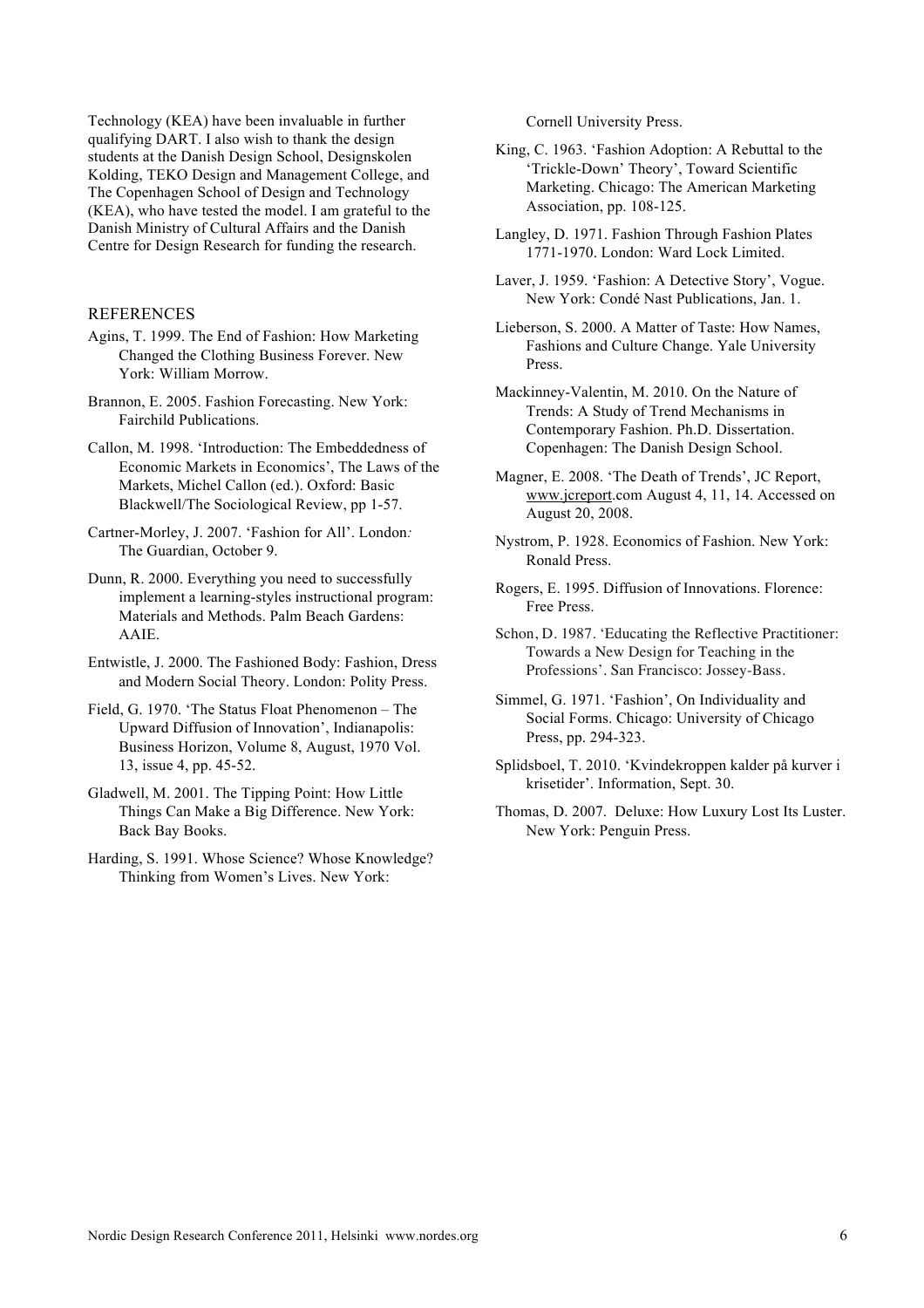Technology (KEA) have been invaluable in further qualifying DART. I also wish to thank the design students at the Danish Design School, Designskolen Kolding, TEKO Design and Management College, and The Copenhagen School of Design and Technology (KEA), who have tested the model. I am grateful to the Danish Ministry of Cultural Affairs and the Danish Centre for Design Research for funding the research.

## REFERENCES

Agins, T. 1999. The End of Fashion: How Marketing Changed the Clothing Business Forever. New York: William Morrow.

Brannon, E. 2005. Fashion Forecasting. New York: Fairchild Publications.

Callon, M. 1998. 'Introduction: The Embeddedness of Economic Markets in Economics', The Laws of the Markets, Michel Callon (ed.). Oxford: Basic Blackwell/The Sociological Review, pp 1-57.

Cartner-Morley, J. 2007. 'Fashion for All'. London*:* The Guardian, October 9.

Dunn, R. 2000. Everything you need to successfully implement a learning-styles instructional program: Materials and Methods. Palm Beach Gardens: AAIE.

Entwistle, J. 2000. The Fashioned Body: Fashion, Dress and Modern Social Theory. London: Polity Press.

Field, G. 1970. 'The Status Float Phenomenon – The Upward Diffusion of Innovation', Indianapolis: Business Horizon, Volume 8, August, 1970 Vol. 13, issue 4, pp. 45-52.

Gladwell, M. 2001. The Tipping Point: How Little Things Can Make a Big Difference. New York: Back Bay Books.

Harding, S. 1991. Whose Science? Whose Knowledge? Thinking from Women's Lives. New York: Cornell University Press.

King, C. 1963. 'Fashion Adoption: A Rebuttal to the 'Trickle-Down' Theory', Toward Scientific Marketing. Chicago: The American Marketing Association, pp. 108-125.

Langley, D. 1971. Fashion Through Fashion Plates 1771-1970. London: Ward Lock Limited.

Laver, J. 1959. 'Fashion: A Detective Story', Vogue. New York: Condé Nast Publications, Jan. 1.

Lieberson, S. 2000. A Matter of Taste: How Names, Fashions and Culture Change. Yale University Press.

Mackinney-Valentin, M. 2010. On the Nature of Trends: A Study of Trend Mechanisms in Contemporary Fashion. Ph.D. Dissertation. Copenhagen: The Danish Design School.

Magner, E. 2008. 'The Death of Trends', JC Report, www.jcreport.com August 4, 11, 14. Accessed on August 20, 2008.

Nystrom, P. 1928. Economics of Fashion. New York: Ronald Press.

Rogers, E. 1995. Diffusion of Innovations. Florence: Free Press.

Schon, D. 1987. 'Educating the Reflective Practitioner: Towards a New Design for Teaching in the Professions'. San Francisco: Jossey-Bass.

Simmel, G. 1971. 'Fashion', On Individuality and Social Forms. Chicago: University of Chicago Press, pp. 294-323.

Splidsboel, T. 2010. 'Kvindekroppen kalder på kurver i krisetider'. Information, Sept. 30.

Thomas, D. 2007. Deluxe: How Luxury Lost Its Luster. New York: Penguin Press.